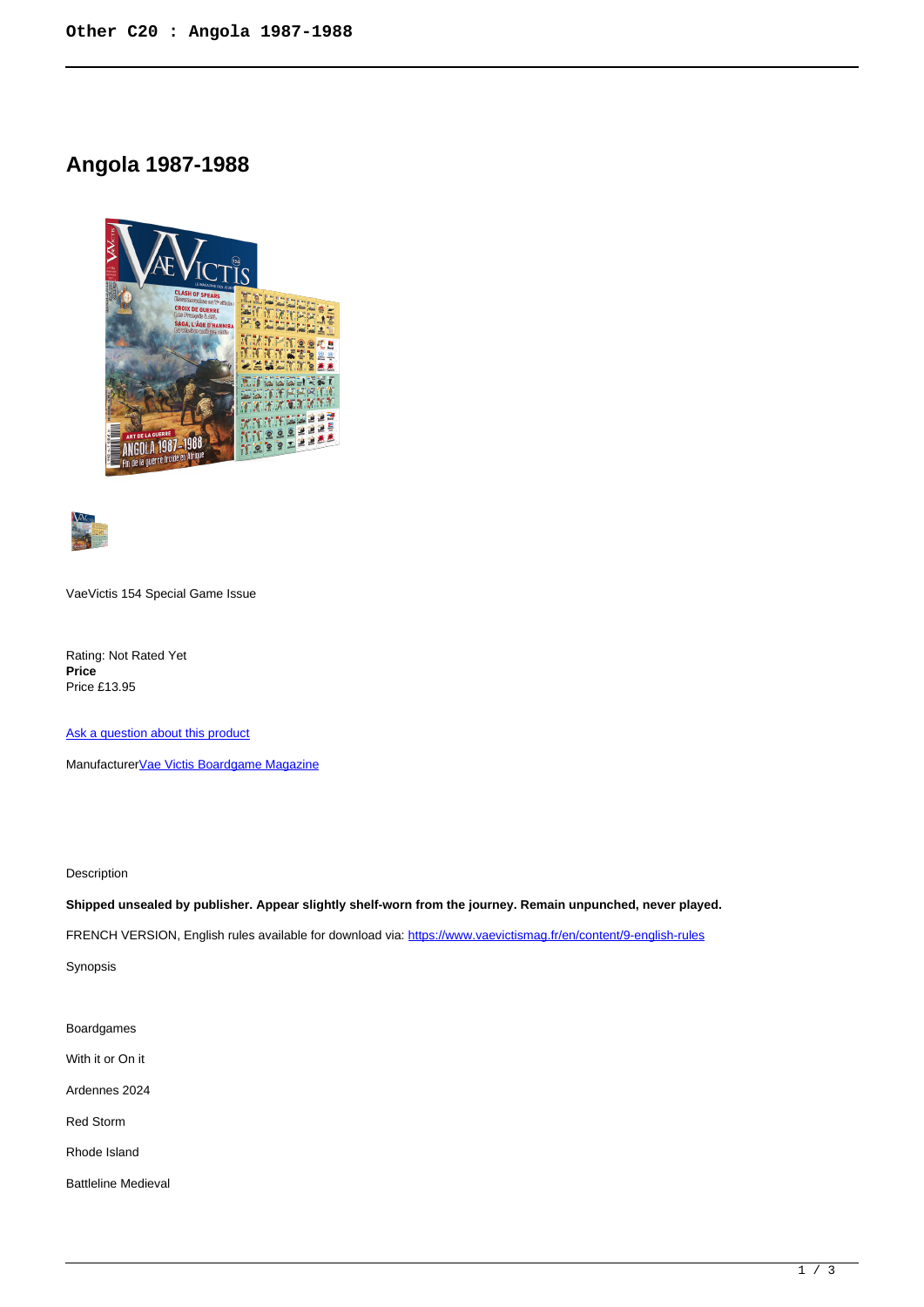# Angola 1987-1988

VaeVictis 154 Special Game Issue

Rating: Not Rated Yet
**Price**
Price £13.95

[Ask a question about this product]()

Manufacturer[Vae Victis Boardgame Magazine]()

Description

**Shipped unsealed by publisher. Appear slightly shelf-worn from the journey. Remain unpunched, never played.**

FRENCH VERSION, English rules available for download via: [https://www.vaevictismag.fr/en/content/9-english-rules](https://www.vaevictismag.fr/en/content/9-english-rules)

Synopsis

Boardgames

With it or On it

Ardennes 2024

Red Storm

Rhode Island

Battleline Medieval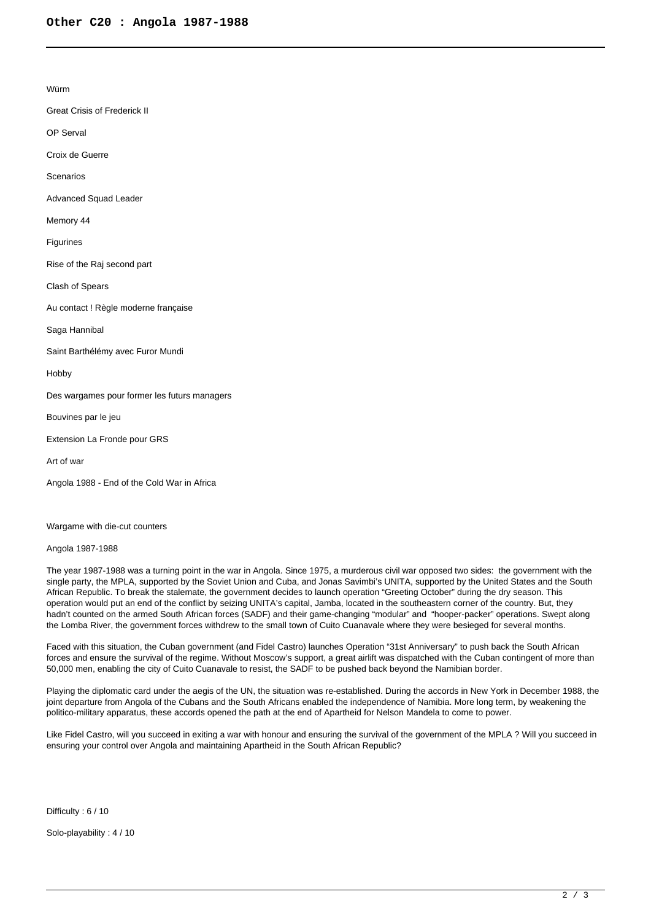Würm

Great Crisis of Frederick II

OP Serval

Croix de Guerre

Scenarios

Advanced Squad Leader

Memory 44

Figurines

Rise of the Raj second part

Clash of Spears

Au contact ! Règle moderne française

Saga Hannibal

Saint Barthélémy avec Furor Mundi

Hobby

Des wargames pour former les futurs managers

Bouvines par le jeu

Extension La Fronde pour GRS

Art of war

Angola 1988 - End of the Cold War in Africa

Wargame with die-cut counters

Angola 1987-1988

The year 1987-1988 was a turning point in the war in Angola. Since 1975, a murderous civil war opposed two sides: the government with the single party, the MPLA, supported by the Soviet Union and Cuba, and Jonas Savimbi's UNITA, supported by the United States and the South African Republic. To break the stalemate, the government decides to launch operation "Greeting October" during the dry season. This operation would put an end of the conflict by seizing UNITA's capital, Jamba, located in the southeastern corner of the country. But, they hadn't counted on the armed South African forces (SADF) and their game-changing "modular" and "hooper-packer" operations. Swept along the Lomba River, the government forces withdrew to the small town of Cuito Cuanavale where they were besieged for several months.

Faced with this situation, the Cuban government (and Fidel Castro) launches Operation "31st Anniversary" to push back the South African forces and ensure the survival of the regime. Without Moscow's support, a great airlift was dispatched with the Cuban contingent of more than 50,000 men, enabling the city of Cuito Cuanavale to resist, the SADF to be pushed back beyond the Namibian border.

Playing the diplomatic card under the aegis of the UN, the situation was re-established. During the accords in New York in December 1988, the joint departure from Angola of the Cubans and the South Africans enabled the independence of Namibia. More long term, by weakening the politico-military apparatus, these accords opened the path at the end of Apartheid for Nelson Mandela to come to power.

Like Fidel Castro, will you succeed in exiting a war with honour and ensuring the survival of the government of the MPLA ? Will you succeed in ensuring your control over Angola and maintaining Apartheid in the South African Republic?

Difficulty : 6 / 10

Solo-playability : 4 / 10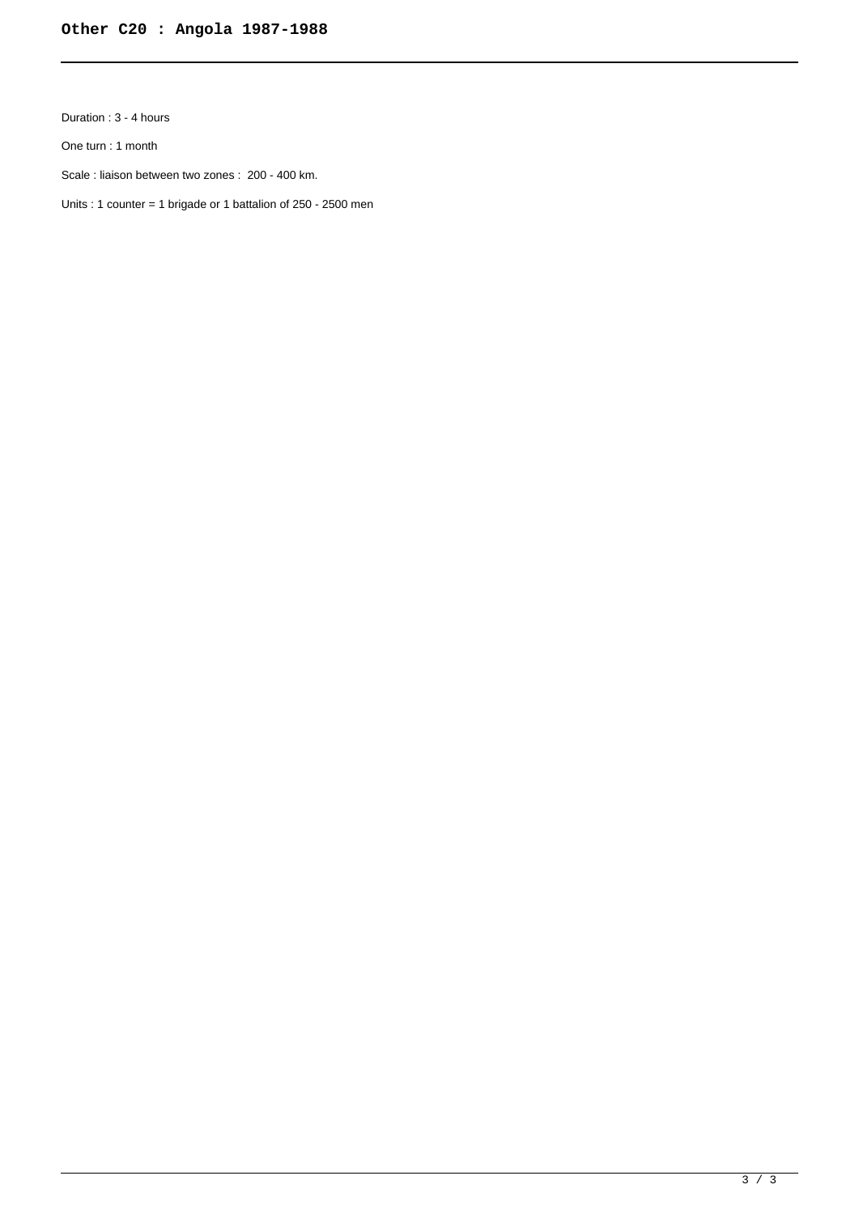Duration : 3 - 4 hours

One turn : 1 month

Scale : liaison between two zones : 200 - 400 km.

Units : 1 counter = 1 brigade or 1 battalion of 250 - 2500 men